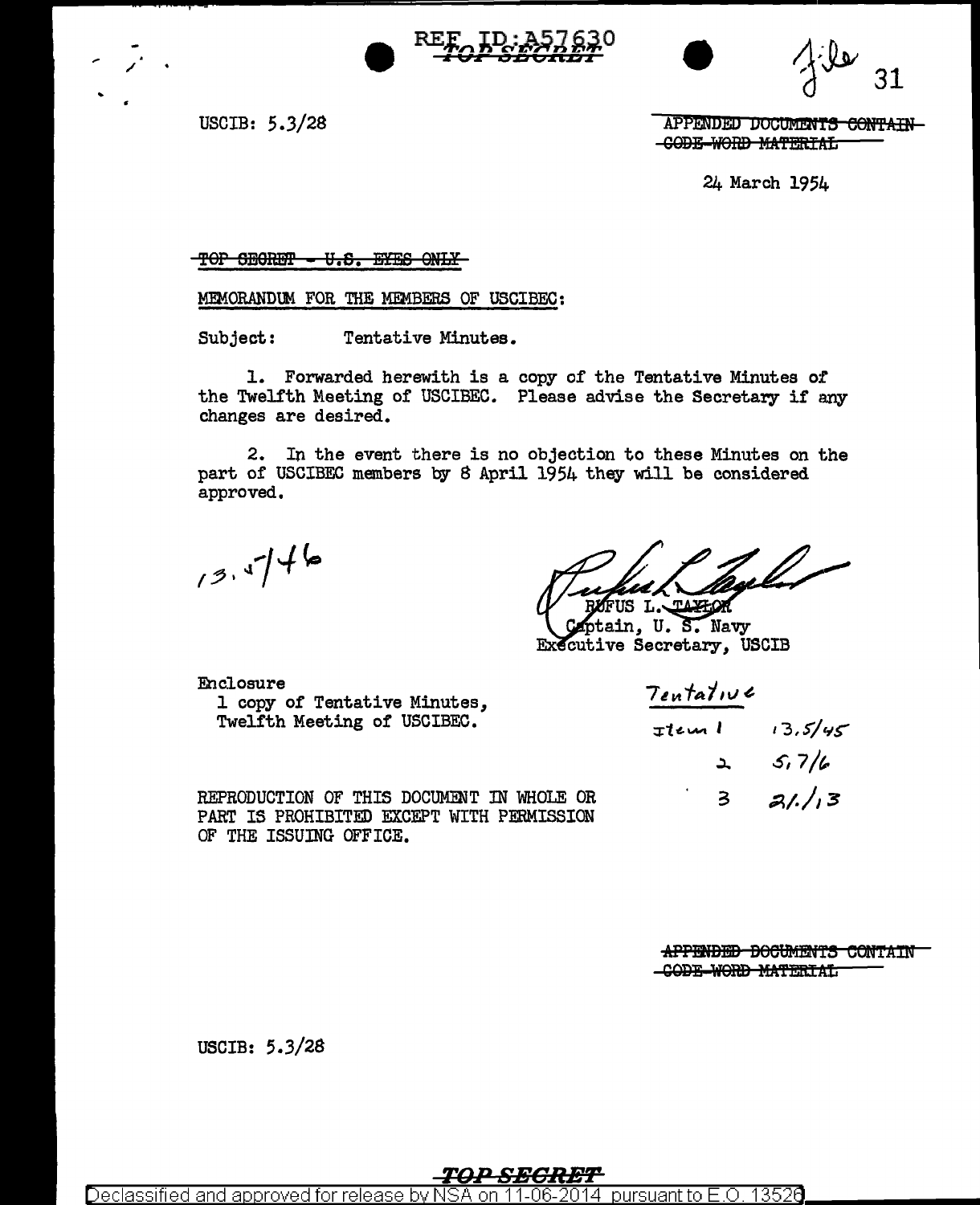REF ID:A57630

TOP SECRET

File 31

USCIB: 5.3/28

~~APPENDED DOCUMENTS CONTAIN CODE WORD MATERIAL~~

24 March 1954

~~TOP SECRET - U.S. EYES ONLY~~

MEMORANDUM FOR THE MEMBERS OF USCIBEC:

Subject: Tentative Minutes.

1. Forwarded herewith is a copy of the Tentative Minutes of the Twelfth Meeting of USCIBEC. Please advise the Secretary if any changes are desired.

2. In the event there is no objection to these Minutes on the part of USCIBEC members by 8 April 1954 they will be considered approved.

13.5/46

RUFUS L. TAYLOR
Captain, U. S. Navy
Executive Secretary, USCIB

Enclosure
1 copy of Tentative Minutes,
Twelfth Meeting of USCIBEC.

Tentative
Item 1 13.5/45
2 5.7/6
3 21./13

REPRODUCTION OF THIS DOCUMENT IN WHOLE OR PART IS PROHIBITED EXCEPT WITH PERMISSION OF THE ISSUING OFFICE.

~~APPENDED DOCUMENTS CONTAIN CODE WORD MATERIAL~~

USCIB: 5.3/28

TOP SECRET

Declassified and approved for release by NSA on 11-06-2014 pursuant to E.O. 13526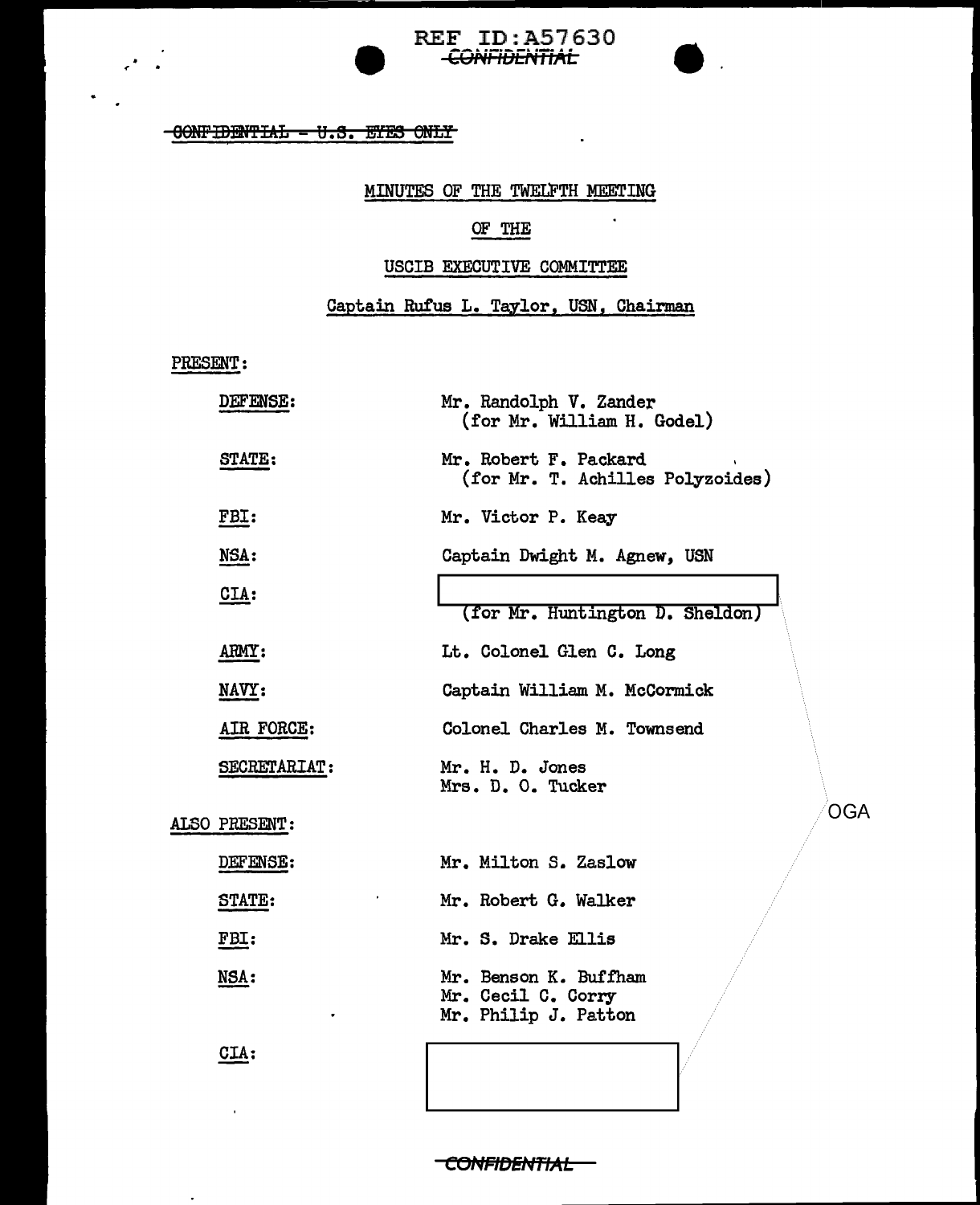REF ID:A57630
~~CONFIDENTIAL~~

~~CONFIDENTIAL - U.S. EYES ONLY~~

MINUTES OF THE TWELFTH MEETING

OF THE

USCIB EXECUTIVE COMMITTEE

Captain Rufus L. Taylor, USN, Chairman

PRESENT:

| | |
|---|---|
| DEFENSE: | Mr. Randolph V. Zander (for Mr. William H. Godel) |
| STATE: | Mr. Robert F. Packard (for Mr. T. Achilles Polyzoides) |
| FBI: | Mr. Victor P. Keay |
| NSA: | Captain Dwight M. Agnew, USN |
| CIA: | [redacted] (for Mr. Huntington D. Sheldon) |
| ARMY: | Lt. Colonel Glen C. Long |
| NAVY: | Captain William M. McCormick |
| AIR FORCE: | Colonel Charles M. Townsend |
| SECRETARIAT: | Mr. H. D. Jones<br>Mrs. D. O. Tucker |

ALSO PRESENT:

| | |
|---|---|
| DEFENSE: | Mr. Milton S. Zaslow |
| STATE: | Mr. Robert G. Walker |
| FBI: | Mr. S. Drake Ellis |
| NSA: | Mr. Benson K. Buffham<br>Mr. Cecil C. Corry<br>Mr. Philip J. Patton |
| CIA: | [redacted] |

OGA

~~CONFIDENTIAL~~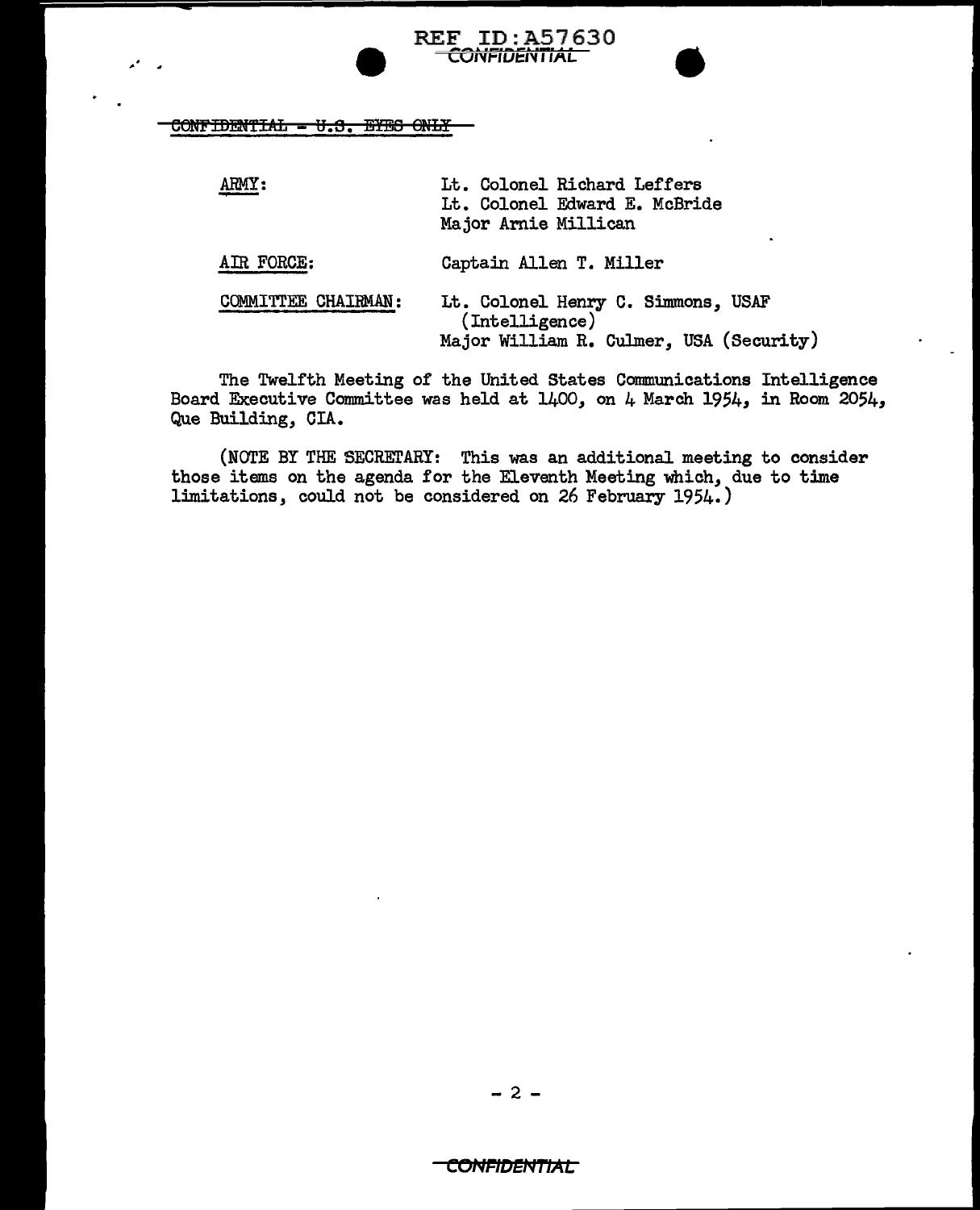REF ID:A57630

CONFIDENTIAL

~~CONFIDENTIAL - U.S. EYES ONLY~~

| | |
|---|---|
| ARMY: | Lt. Colonel Richard Leffers<br>Lt. Colonel Edward E. McBride<br>Major Arnie Millican |
| AIR FORCE: | Captain Allen T. Miller |
| COMMITTEE CHAIRMAN: | Lt. Colonel Henry C. Simmons, USAF (Intelligence)<br>Major William R. Culmer, USA (Security) |

The Twelfth Meeting of the United States Communications Intelligence Board Executive Committee was held at 1400, on 4 March 1954, in Room 2054, Que Building, CIA.

(NOTE BY THE SECRETARY: This was an additional meeting to consider those items on the agenda for the Eleventh Meeting which, due to time limitations, could not be considered on 26 February 1954.)

CONFIDENTIAL